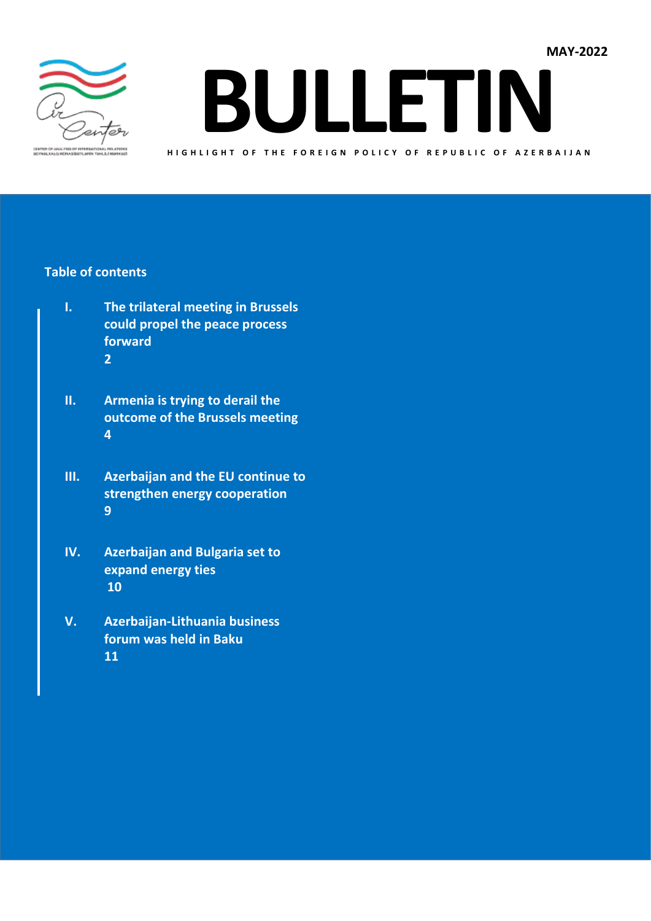MAY-2022

# BULLETIN

HIGHLIGHT OF THE FOREIGN POLICY OF REPUBLIC OF AZERBAIJAN

**Table of contents**

| | | |
|---|---|---|
| I. | The trilateral meeting in Brussels could propel the peace process forward | 2 |
| II. | Armenia is trying to derail the outcome of the Brussels meeting | 4 |
| III. | Azerbaijan and the EU continue to strengthen energy cooperation | 9 |
| IV. | Azerbaijan and Bulgaria set to expand energy ties | 10 |
| V. | Azerbaijan-Lithuania business forum was held in Baku | 11 |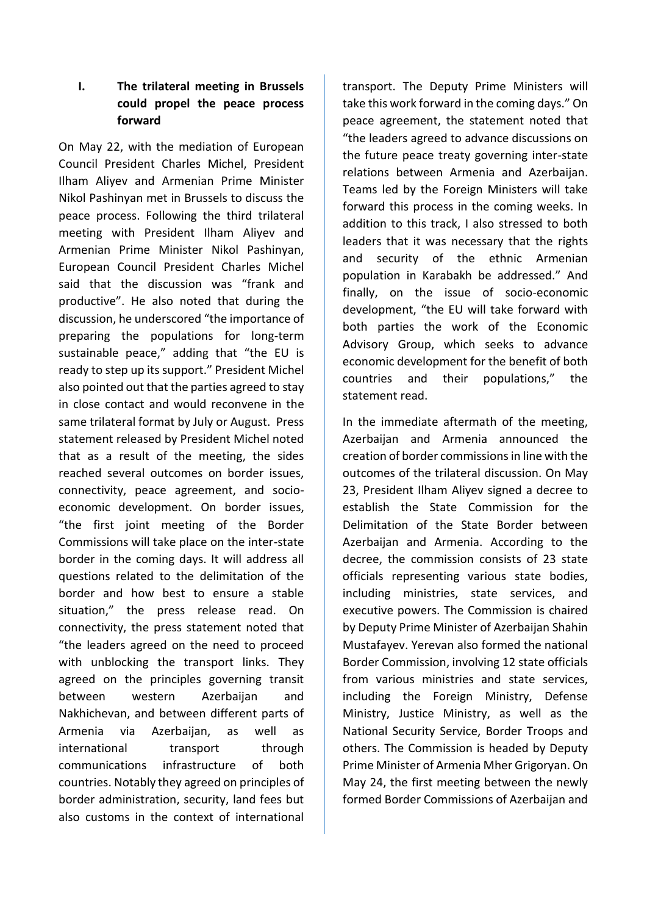## I. The trilateral meeting in Brussels could propel the peace process forward

On May 22, with the mediation of European Council President Charles Michel, President Ilham Aliyev and Armenian Prime Minister Nikol Pashinyan met in Brussels to discuss the peace process. Following the third trilateral meeting with President Ilham Aliyev and Armenian Prime Minister Nikol Pashinyan, European Council President Charles Michel said that the discussion was "frank and productive". He also noted that during the discussion, he underscored "the importance of preparing the populations for long-term sustainable peace," adding that "the EU is ready to step up its support." President Michel also pointed out that the parties agreed to stay in close contact and would reconvene in the same trilateral format by July or August. Press statement released by President Michel noted that as a result of the meeting, the sides reached several outcomes on border issues, connectivity, peace agreement, and socio-economic development. On border issues, "the first joint meeting of the Border Commissions will take place on the inter-state border in the coming days. It will address all questions related to the delimitation of the border and how best to ensure a stable situation," the press release read. On connectivity, the press statement noted that "the leaders agreed on the need to proceed with unblocking the transport links. They agreed on the principles governing transit between western Azerbaijan and Nakhichevan, and between different parts of Armenia via Azerbaijan, as well as international transport through communications infrastructure of both countries. Notably they agreed on principles of border administration, security, land fees but also customs in the context of international transport. The Deputy Prime Ministers will take this work forward in the coming days." On peace agreement, the statement noted that "the leaders agreed to advance discussions on the future peace treaty governing inter-state relations between Armenia and Azerbaijan. Teams led by the Foreign Ministers will take forward this process in the coming weeks. In addition to this track, I also stressed to both leaders that it was necessary that the rights and security of the ethnic Armenian population in Karabakh be addressed." And finally, on the issue of socio-economic development, "the EU will take forward with both parties the work of the Economic Advisory Group, which seeks to advance economic development for the benefit of both countries and their populations," the statement read.

In the immediate aftermath of the meeting, Azerbaijan and Armenia announced the creation of border commissions in line with the outcomes of the trilateral discussion. On May 23, President Ilham Aliyev signed a decree to establish the State Commission for the Delimitation of the State Border between Azerbaijan and Armenia. According to the decree, the commission consists of 23 state officials representing various state bodies, including ministries, state services, and executive powers. The Commission is chaired by Deputy Prime Minister of Azerbaijan Shahin Mustafayev. Yerevan also formed the national Border Commission, involving 12 state officials from various ministries and state services, including the Foreign Ministry, Defense Ministry, Justice Ministry, as well as the National Security Service, Border Troops and others. The Commission is headed by Deputy Prime Minister of Armenia Mher Grigoryan. On May 24, the first meeting between the newly formed Border Commissions of Azerbaijan and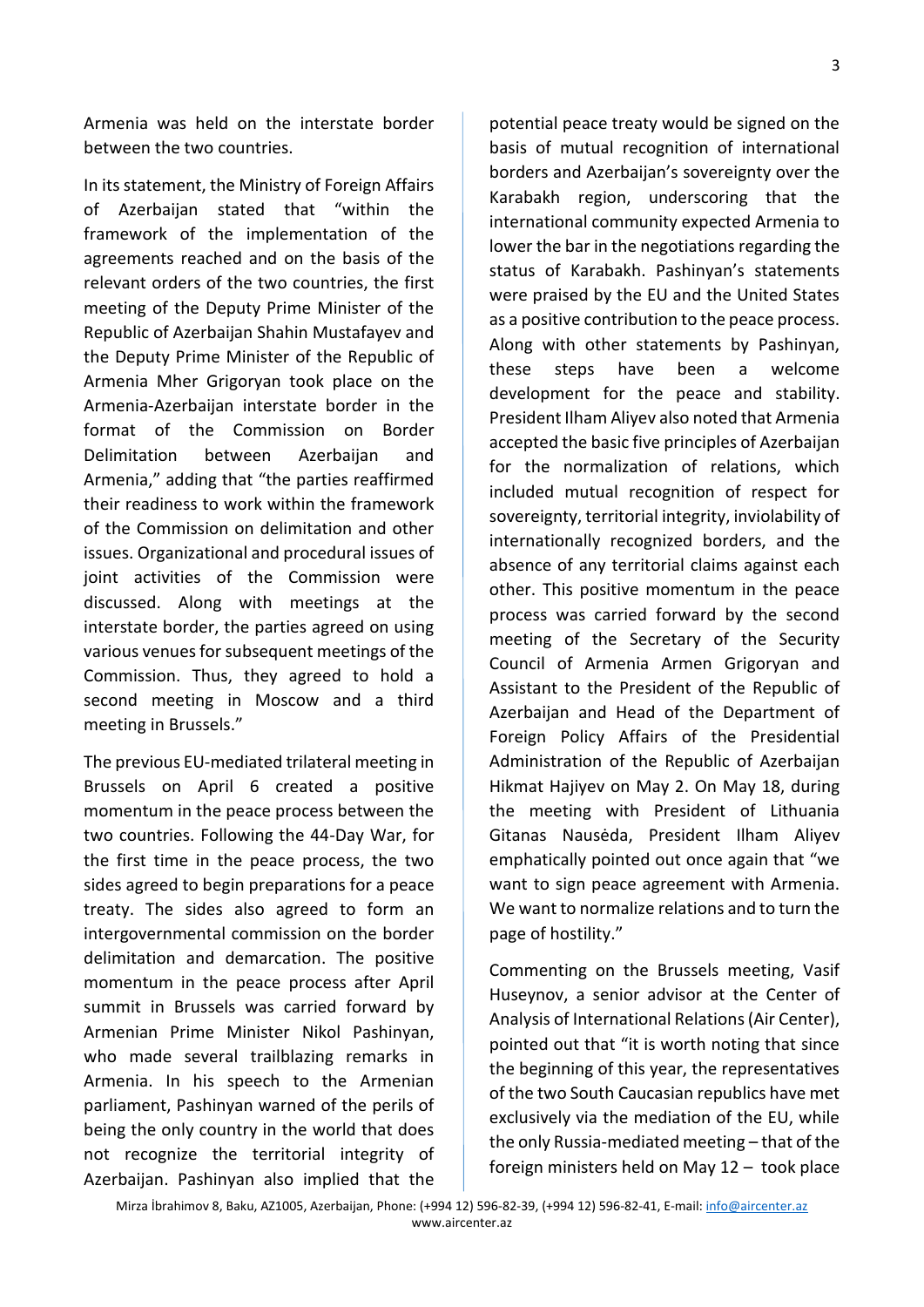Armenia was held on the interstate border between the two countries.

In its statement, the Ministry of Foreign Affairs of Azerbaijan stated that “within the framework of the implementation of the agreements reached and on the basis of the relevant orders of the two countries, the first meeting of the Deputy Prime Minister of the Republic of Azerbaijan Shahin Mustafayev and the Deputy Prime Minister of the Republic of Armenia Mher Grigoryan took place on the Armenia-Azerbaijan interstate border in the format of the Commission on Border Delimitation between Azerbaijan and Armenia,” adding that “the parties reaffirmed their readiness to work within the framework of the Commission on delimitation and other issues. Organizational and procedural issues of joint activities of the Commission were discussed. Along with meetings at the interstate border, the parties agreed on using various venues for subsequent meetings of the Commission. Thus, they agreed to hold a second meeting in Moscow and a third meeting in Brussels.”

The previous EU-mediated trilateral meeting in Brussels on April 6 created a positive momentum in the peace process between the two countries. Following the 44-Day War, for the first time in the peace process, the two sides agreed to begin preparations for a peace treaty. The sides also agreed to form an intergovernmental commission on the border delimitation and demarcation. The positive momentum in the peace process after April summit in Brussels was carried forward by Armenian Prime Minister Nikol Pashinyan, who made several trailblazing remarks in Armenia. In his speech to the Armenian parliament, Pashinyan warned of the perils of being the only country in the world that does not recognize the territorial integrity of Azerbaijan. Pashinyan also implied that the potential peace treaty would be signed on the basis of mutual recognition of international borders and Azerbaijan’s sovereignty over the Karabakh region, underscoring that the international community expected Armenia to lower the bar in the negotiations regarding the status of Karabakh. Pashinyan’s statements were praised by the EU and the United States as a positive contribution to the peace process. Along with other statements by Pashinyan, these steps have been a welcome development for the peace and stability. President Ilham Aliyev also noted that Armenia accepted the basic five principles of Azerbaijan for the normalization of relations, which included mutual recognition of respect for sovereignty, territorial integrity, inviolability of internationally recognized borders, and the absence of any territorial claims against each other. This positive momentum in the peace process was carried forward by the second meeting of the Secretary of the Security Council of Armenia Armen Grigoryan and Assistant to the President of the Republic of Azerbaijan and Head of the Department of Foreign Policy Affairs of the Presidential Administration of the Republic of Azerbaijan Hikmat Hajiyev on May 2. On May 18, during the meeting with President of Lithuania Gitanas Nausėda, President Ilham Aliyev emphatically pointed out once again that “we want to sign peace agreement with Armenia. We want to normalize relations and to turn the page of hostility.”

Commenting on the Brussels meeting, Vasif Huseynov, a senior advisor at the Center of Analysis of International Relations (Air Center), pointed out that “it is worth noting that since the beginning of this year, the representatives of the two South Caucasian republics have met exclusively via the mediation of the EU, while the only Russia-mediated meeting – that of the foreign ministers held on May 12 – took place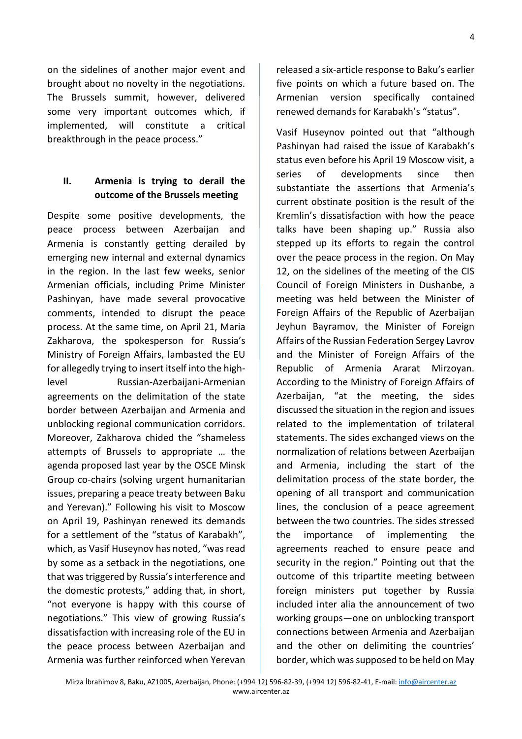on the sidelines of another major event and brought about no novelty in the negotiations. The Brussels summit, however, delivered some very important outcomes which, if implemented, will constitute a critical breakthrough in the peace process."

## II. Armenia is trying to derail the outcome of the Brussels meeting

Despite some positive developments, the peace process between Azerbaijan and Armenia is constantly getting derailed by emerging new internal and external dynamics in the region. In the last few weeks, senior Armenian officials, including Prime Minister Pashinyan, have made several provocative comments, intended to disrupt the peace process. At the same time, on April 21, Maria Zakharova, the spokesperson for Russia's Ministry of Foreign Affairs, lambasted the EU for allegedly trying to insert itself into the high-level Russian-Azerbaijani-Armenian agreements on the delimitation of the state border between Azerbaijan and Armenia and unblocking regional communication corridors. Moreover, Zakharova chided the "shameless attempts of Brussels to appropriate … the agenda proposed last year by the OSCE Minsk Group co-chairs (solving urgent humanitarian issues, preparing a peace treaty between Baku and Yerevan)." Following his visit to Moscow on April 19, Pashinyan renewed its demands for a settlement of the "status of Karabakh", which, as Vasif Huseynov has noted, "was read by some as a setback in the negotiations, one that was triggered by Russia's interference and the domestic protests," adding that, in short, "not everyone is happy with this course of negotiations." This view of growing Russia's dissatisfaction with increasing role of the EU in the peace process between Azerbaijan and Armenia was further reinforced when Yerevan released a six-article response to Baku's earlier five points on which a future based on. The Armenian version specifically contained renewed demands for Karabakh's "status".

Vasif Huseynov pointed out that "although Pashinyan had raised the issue of Karabakh's status even before his April 19 Moscow visit, a series of developments since then substantiate the assertions that Armenia's current obstinate position is the result of the Kremlin's dissatisfaction with how the peace talks have been shaping up." Russia also stepped up its efforts to regain the control over the peace process in the region. On May 12, on the sidelines of the meeting of the CIS Council of Foreign Ministers in Dushanbe, a meeting was held between the Minister of Foreign Affairs of the Republic of Azerbaijan Jeyhun Bayramov, the Minister of Foreign Affairs of the Russian Federation Sergey Lavrov and the Minister of Foreign Affairs of the Republic of Armenia Ararat Mirzoyan. According to the Ministry of Foreign Affairs of Azerbaijan, "at the meeting, the sides discussed the situation in the region and issues related to the implementation of trilateral statements. The sides exchanged views on the normalization of relations between Azerbaijan and Armenia, including the start of the delimitation process of the state border, the opening of all transport and communication lines, the conclusion of a peace agreement between the two countries. The sides stressed the importance of implementing the agreements reached to ensure peace and security in the region." Pointing out that the outcome of this tripartite meeting between foreign ministers put together by Russia included inter alia the announcement of two working groups—one on unblocking transport connections between Armenia and Azerbaijan and the other on delimiting the countries' border, which was supposed to be held on May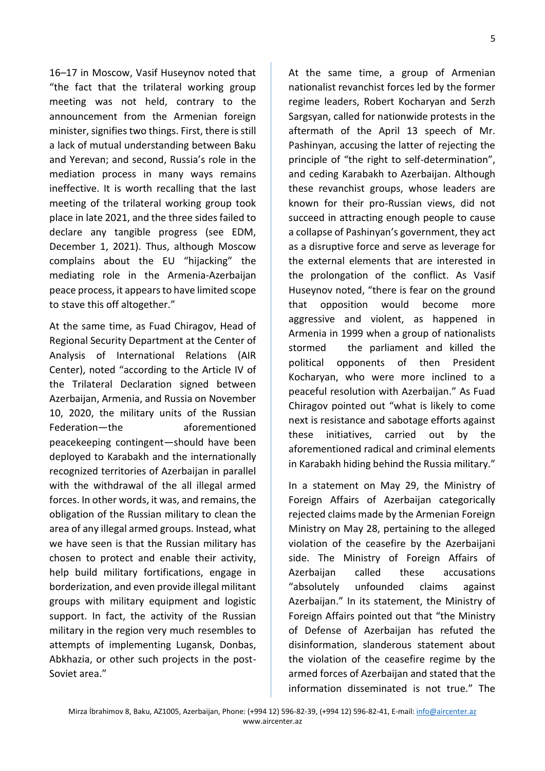16–17 in Moscow, Vasif Huseynov noted that "the fact that the trilateral working group meeting was not held, contrary to the announcement from the Armenian foreign minister, signifies two things. First, there is still a lack of mutual understanding between Baku and Yerevan; and second, Russia's role in the mediation process in many ways remains ineffective. It is worth recalling that the last meeting of the trilateral working group took place in late 2021, and the three sides failed to declare any tangible progress (see EDM, December 1, 2021). Thus, although Moscow complains about the EU "hijacking" the mediating role in the Armenia-Azerbaijan peace process, it appears to have limited scope to stave this off altogether."

At the same time, as Fuad Chiragov, Head of Regional Security Department at the Center of Analysis of International Relations (AIR Center), noted "according to the Article IV of the Trilateral Declaration signed between Azerbaijan, Armenia, and Russia on November 10, 2020, the military units of the Russian Federation—the aforementioned peacekeeping contingent—should have been deployed to Karabakh and the internationally recognized territories of Azerbaijan in parallel with the withdrawal of the all illegal armed forces. In other words, it was, and remains, the obligation of the Russian military to clean the area of any illegal armed groups. Instead, what we have seen is that the Russian military has chosen to protect and enable their activity, help build military fortifications, engage in borderization, and even provide illegal militant groups with military equipment and logistic support. In fact, the activity of the Russian military in the region very much resembles to attempts of implementing Lugansk, Donbas, Abkhazia, or other such projects in the post-Soviet area."

At the same time, a group of Armenian nationalist revanchist forces led by the former regime leaders, Robert Kocharyan and Serzh Sargsyan, called for nationwide protests in the aftermath of the April 13 speech of Mr. Pashinyan, accusing the latter of rejecting the principle of "the right to self-determination", and ceding Karabakh to Azerbaijan. Although these revanchist groups, whose leaders are known for their pro-Russian views, did not succeed in attracting enough people to cause a collapse of Pashinyan's government, they act as a disruptive force and serve as leverage for the external elements that are interested in the prolongation of the conflict. As Vasif Huseynov noted, "there is fear on the ground that opposition would become more aggressive and violent, as happened in Armenia in 1999 when a group of nationalists stormed the parliament and killed the political opponents of then President Kocharyan, who were more inclined to a peaceful resolution with Azerbaijan." As Fuad Chiragov pointed out "what is likely to come next is resistance and sabotage efforts against these initiatives, carried out by the aforementioned radical and criminal elements in Karabakh hiding behind the Russia military."

In a statement on May 29, the Ministry of Foreign Affairs of Azerbaijan categorically rejected claims made by the Armenian Foreign Ministry on May 28, pertaining to the alleged violation of the ceasefire by the Azerbaijani side. The Ministry of Foreign Affairs of Azerbaijan called these accusations "absolutely unfounded claims against Azerbaijan." In its statement, the Ministry of Foreign Affairs pointed out that "the Ministry of Defense of Azerbaijan has refuted the disinformation, slanderous statement about the violation of the ceasefire regime by the armed forces of Azerbaijan and stated that the information disseminated is not true." The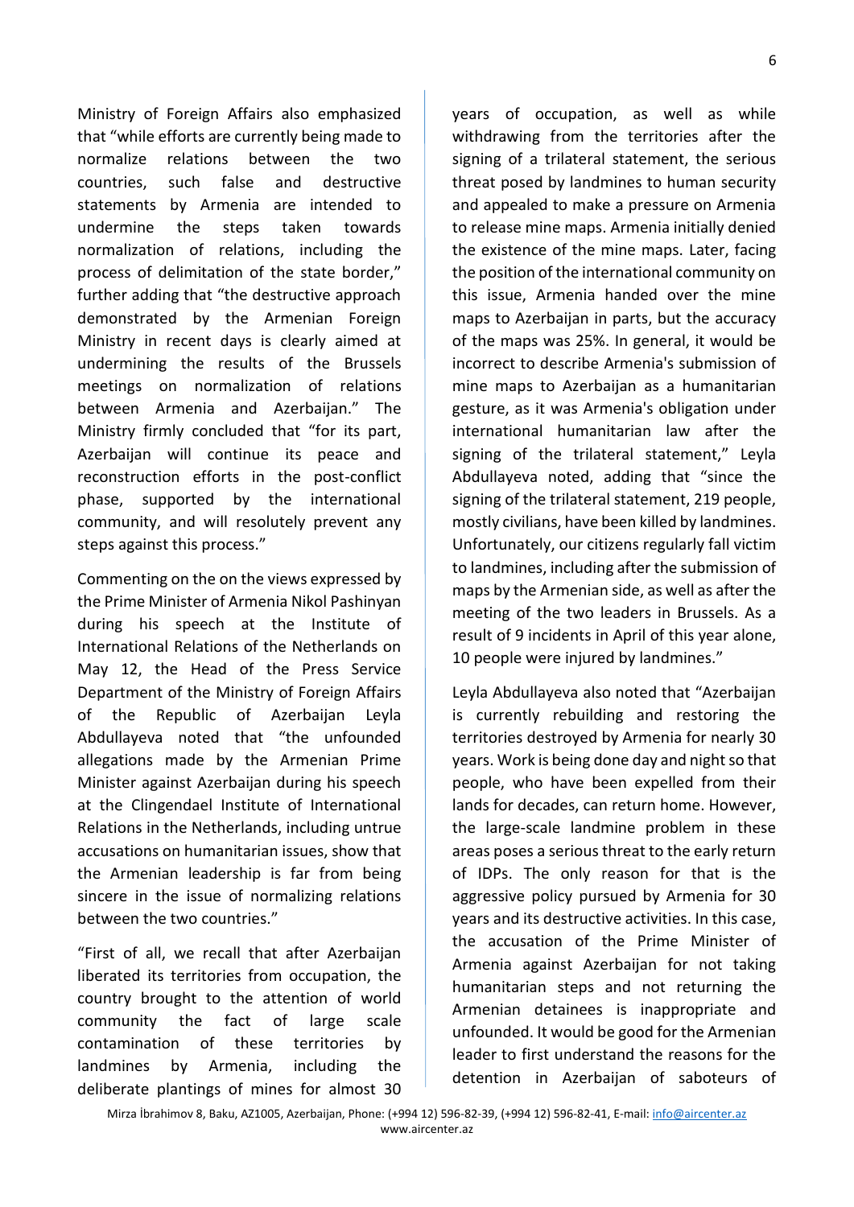Ministry of Foreign Affairs also emphasized that "while efforts are currently being made to normalize relations between the two countries, such false and destructive statements by Armenia are intended to undermine the steps taken towards normalization of relations, including the process of delimitation of the state border," further adding that "the destructive approach demonstrated by the Armenian Foreign Ministry in recent days is clearly aimed at undermining the results of the Brussels meetings on normalization of relations between Armenia and Azerbaijan." The Ministry firmly concluded that "for its part, Azerbaijan will continue its peace and reconstruction efforts in the post-conflict phase, supported by the international community, and will resolutely prevent any steps against this process."

Commenting on the on the views expressed by the Prime Minister of Armenia Nikol Pashinyan during his speech at the Institute of International Relations of the Netherlands on May 12, the Head of the Press Service Department of the Ministry of Foreign Affairs of the Republic of Azerbaijan Leyla Abdullayeva noted that "the unfounded allegations made by the Armenian Prime Minister against Azerbaijan during his speech at the Clingendael Institute of International Relations in the Netherlands, including untrue accusations on humanitarian issues, show that the Armenian leadership is far from being sincere in the issue of normalizing relations between the two countries."

"First of all, we recall that after Azerbaijan liberated its territories from occupation, the country brought to the attention of world community the fact of large scale contamination of these territories by landmines by Armenia, including the deliberate plantings of mines for almost 30 years of occupation, as well as while withdrawing from the territories after the signing of a trilateral statement, the serious threat posed by landmines to human security and appealed to make a pressure on Armenia to release mine maps. Armenia initially denied the existence of the mine maps. Later, facing the position of the international community on this issue, Armenia handed over the mine maps to Azerbaijan in parts, but the accuracy of the maps was 25%. In general, it would be incorrect to describe Armenia's submission of mine maps to Azerbaijan as a humanitarian gesture, as it was Armenia's obligation under international humanitarian law after the signing of the trilateral statement," Leyla Abdullayeva noted, adding that "since the signing of the trilateral statement, 219 people, mostly civilians, have been killed by landmines. Unfortunately, our citizens regularly fall victim to landmines, including after the submission of maps by the Armenian side, as well as after the meeting of the two leaders in Brussels. As a result of 9 incidents in April of this year alone, 10 people were injured by landmines."

Leyla Abdullayeva also noted that "Azerbaijan is currently rebuilding and restoring the territories destroyed by Armenia for nearly 30 years. Work is being done day and night so that people, who have been expelled from their lands for decades, can return home. However, the large-scale landmine problem in these areas poses a serious threat to the early return of IDPs. The only reason for that is the aggressive policy pursued by Armenia for 30 years and its destructive activities. In this case, the accusation of the Prime Minister of Armenia against Azerbaijan for not taking humanitarian steps and not returning the Armenian detainees is inappropriate and unfounded. It would be good for the Armenian leader to first understand the reasons for the detention in Azerbaijan of saboteurs of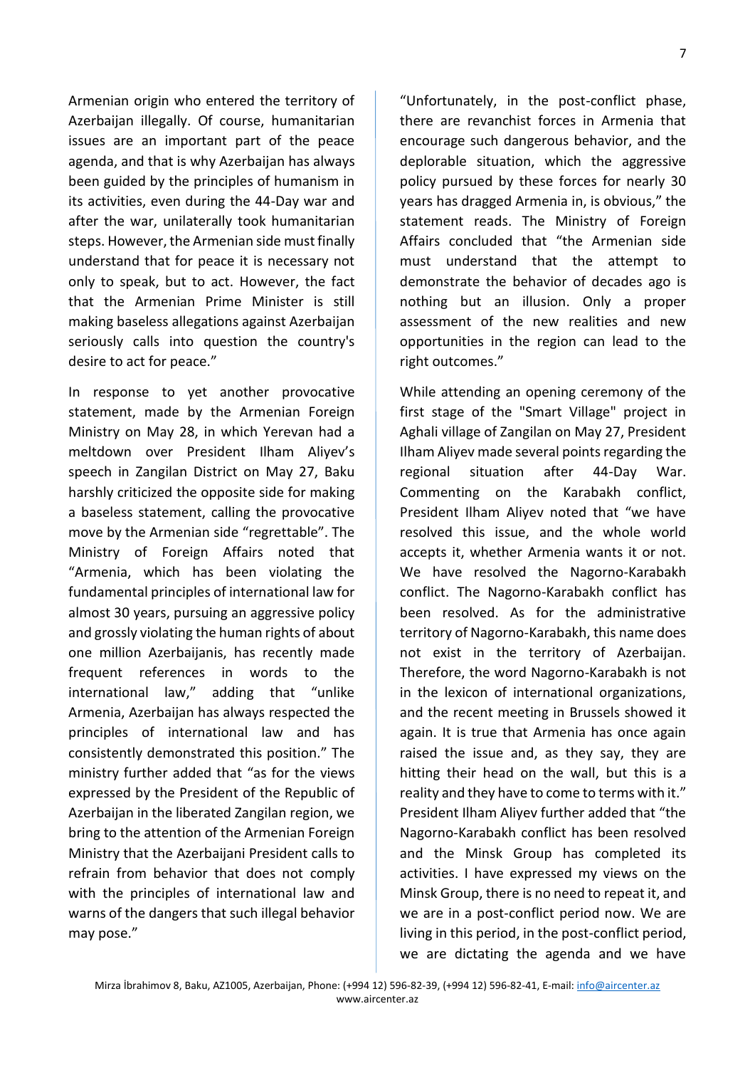Armenian origin who entered the territory of Azerbaijan illegally. Of course, humanitarian issues are an important part of the peace agenda, and that is why Azerbaijan has always been guided by the principles of humanism in its activities, even during the 44-Day war and after the war, unilaterally took humanitarian steps. However, the Armenian side must finally understand that for peace it is necessary not only to speak, but to act. However, the fact that the Armenian Prime Minister is still making baseless allegations against Azerbaijan seriously calls into question the country's desire to act for peace."

In response to yet another provocative statement, made by the Armenian Foreign Ministry on May 28, in which Yerevan had a meltdown over President Ilham Aliyev's speech in Zangilan District on May 27, Baku harshly criticized the opposite side for making a baseless statement, calling the provocative move by the Armenian side "regrettable". The Ministry of Foreign Affairs noted that "Armenia, which has been violating the fundamental principles of international law for almost 30 years, pursuing an aggressive policy and grossly violating the human rights of about one million Azerbaijanis, has recently made frequent references in words to the international law," adding that "unlike Armenia, Azerbaijan has always respected the principles of international law and has consistently demonstrated this position." The ministry further added that "as for the views expressed by the President of the Republic of Azerbaijan in the liberated Zangilan region, we bring to the attention of the Armenian Foreign Ministry that the Azerbaijani President calls to refrain from behavior that does not comply with the principles of international law and warns of the dangers that such illegal behavior may pose."

"Unfortunately, in the post-conflict phase, there are revanchist forces in Armenia that encourage such dangerous behavior, and the deplorable situation, which the aggressive policy pursued by these forces for nearly 30 years has dragged Armenia in, is obvious," the statement reads. The Ministry of Foreign Affairs concluded that "the Armenian side must understand that the attempt to demonstrate the behavior of decades ago is nothing but an illusion. Only a proper assessment of the new realities and new opportunities in the region can lead to the right outcomes."

While attending an opening ceremony of the first stage of the "Smart Village" project in Aghali village of Zangilan on May 27, President Ilham Aliyev made several points regarding the regional situation after 44-Day War. Commenting on the Karabakh conflict, President Ilham Aliyev noted that "we have resolved this issue, and the whole world accepts it, whether Armenia wants it or not. We have resolved the Nagorno-Karabakh conflict. The Nagorno-Karabakh conflict has been resolved. As for the administrative territory of Nagorno-Karabakh, this name does not exist in the territory of Azerbaijan. Therefore, the word Nagorno-Karabakh is not in the lexicon of international organizations, and the recent meeting in Brussels showed it again. It is true that Armenia has once again raised the issue and, as they say, they are hitting their head on the wall, but this is a reality and they have to come to terms with it." President Ilham Aliyev further added that "the Nagorno-Karabakh conflict has been resolved and the Minsk Group has completed its activities. I have expressed my views on the Minsk Group, there is no need to repeat it, and we are in a post-conflict period now. We are living in this period, in the post-conflict period, we are dictating the agenda and we have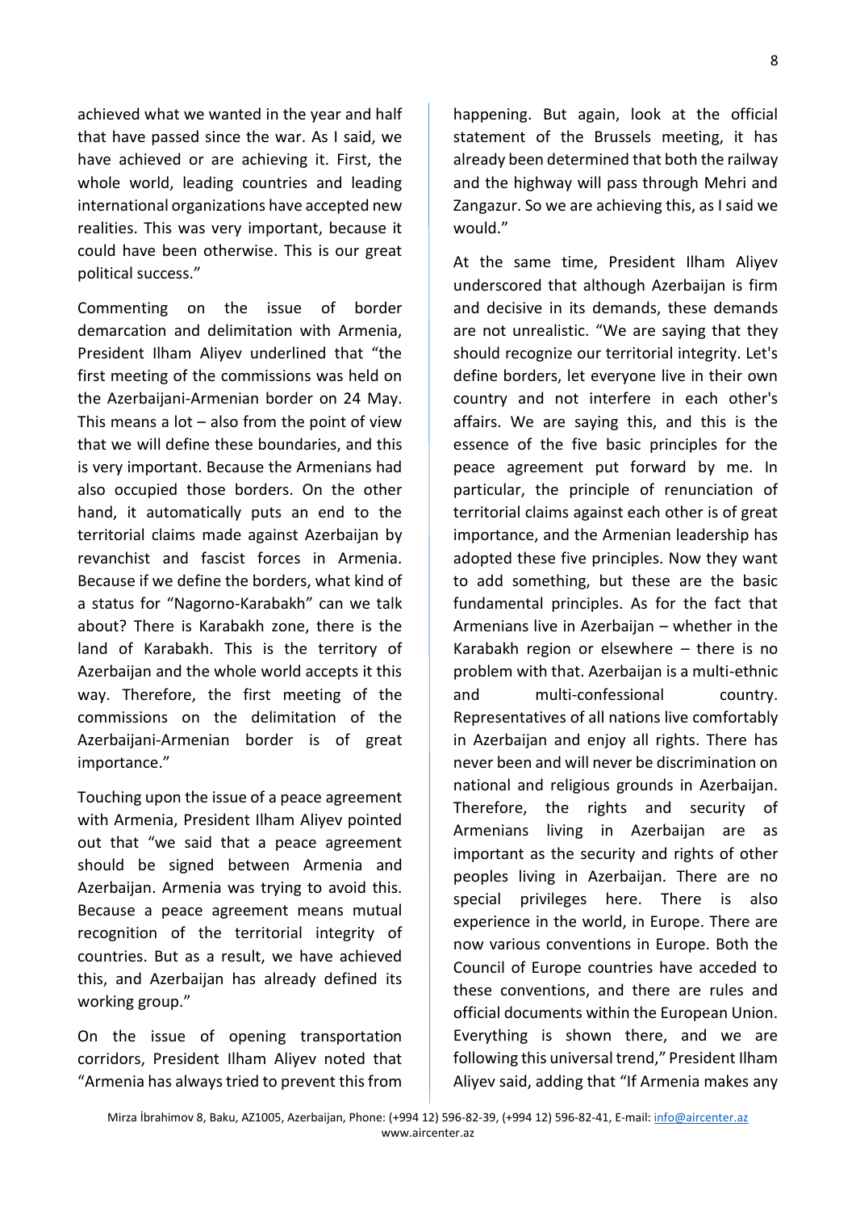achieved what we wanted in the year and half that have passed since the war. As I said, we have achieved or are achieving it. First, the whole world, leading countries and leading international organizations have accepted new realities. This was very important, because it could have been otherwise. This is our great political success."

Commenting on the issue of border demarcation and delimitation with Armenia, President Ilham Aliyev underlined that "the first meeting of the commissions was held on the Azerbaijani-Armenian border on 24 May. This means a lot – also from the point of view that we will define these boundaries, and this is very important. Because the Armenians had also occupied those borders. On the other hand, it automatically puts an end to the territorial claims made against Azerbaijan by revanchist and fascist forces in Armenia. Because if we define the borders, what kind of a status for "Nagorno-Karabakh" can we talk about? There is Karabakh zone, there is the land of Karabakh. This is the territory of Azerbaijan and the whole world accepts it this way. Therefore, the first meeting of the commissions on the delimitation of the Azerbaijani-Armenian border is of great importance."

Touching upon the issue of a peace agreement with Armenia, President Ilham Aliyev pointed out that "we said that a peace agreement should be signed between Armenia and Azerbaijan. Armenia was trying to avoid this. Because a peace agreement means mutual recognition of the territorial integrity of countries. But as a result, we have achieved this, and Azerbaijan has already defined its working group."

On the issue of opening transportation corridors, President Ilham Aliyev noted that "Armenia has always tried to prevent this from happening. But again, look at the official statement of the Brussels meeting, it has already been determined that both the railway and the highway will pass through Mehri and Zangazur. So we are achieving this, as I said we would."

At the same time, President Ilham Aliyev underscored that although Azerbaijan is firm and decisive in its demands, these demands are not unrealistic. "We are saying that they should recognize our territorial integrity. Let's define borders, let everyone live in their own country and not interfere in each other's affairs. We are saying this, and this is the essence of the five basic principles for the peace agreement put forward by me. In particular, the principle of renunciation of territorial claims against each other is of great importance, and the Armenian leadership has adopted these five principles. Now they want to add something, but these are the basic fundamental principles. As for the fact that Armenians live in Azerbaijan – whether in the Karabakh region or elsewhere – there is no problem with that. Azerbaijan is a multi-ethnic and multi-confessional country. Representatives of all nations live comfortably in Azerbaijan and enjoy all rights. There has never been and will never be discrimination on national and religious grounds in Azerbaijan. Therefore, the rights and security of Armenians living in Azerbaijan are as important as the security and rights of other peoples living in Azerbaijan. There are no special privileges here. There is also experience in the world, in Europe. There are now various conventions in Europe. Both the Council of Europe countries have acceded to these conventions, and there are rules and official documents within the European Union. Everything is shown there, and we are following this universal trend," President Ilham Aliyev said, adding that "If Armenia makes any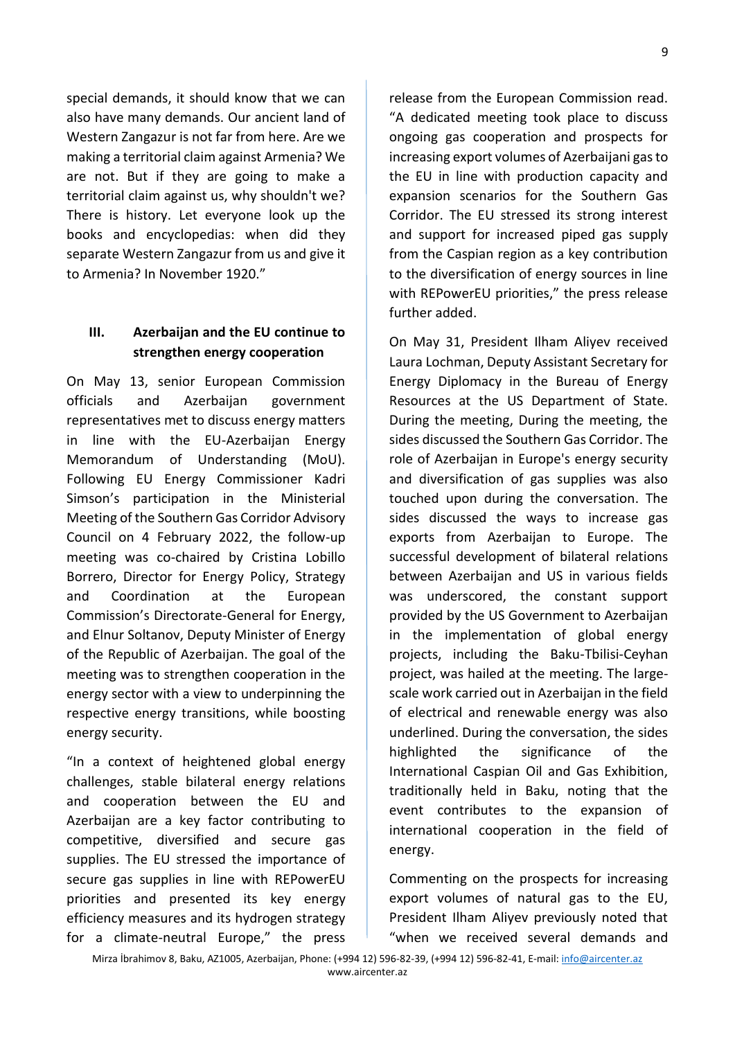special demands, it should know that we can also have many demands. Our ancient land of Western Zangazur is not far from here. Are we making a territorial claim against Armenia? We are not. But if they are going to make a territorial claim against us, why shouldn't we? There is history. Let everyone look up the books and encyclopedias: when did they separate Western Zangazur from us and give it to Armenia? In November 1920."

### III. Azerbaijan and the EU continue to strengthen energy cooperation

On May 13, senior European Commission officials and Azerbaijan government representatives met to discuss energy matters in line with the EU-Azerbaijan Energy Memorandum of Understanding (MoU). Following EU Energy Commissioner Kadri Simson's participation in the Ministerial Meeting of the Southern Gas Corridor Advisory Council on 4 February 2022, the follow-up meeting was co-chaired by Cristina Lobillo Borrero, Director for Energy Policy, Strategy and Coordination at the European Commission's Directorate-General for Energy, and Elnur Soltanov, Deputy Minister of Energy of the Republic of Azerbaijan. The goal of the meeting was to strengthen cooperation in the energy sector with a view to underpinning the respective energy transitions, while boosting energy security.

"In a context of heightened global energy challenges, stable bilateral energy relations and cooperation between the EU and Azerbaijan are a key factor contributing to competitive, diversified and secure gas supplies. The EU stressed the importance of secure gas supplies in line with REPowerEU priorities and presented its key energy efficiency measures and its hydrogen strategy for a climate-neutral Europe," the press release from the European Commission read. "A dedicated meeting took place to discuss ongoing gas cooperation and prospects for increasing export volumes of Azerbaijani gas to the EU in line with production capacity and expansion scenarios for the Southern Gas Corridor. The EU stressed its strong interest and support for increased piped gas supply from the Caspian region as a key contribution to the diversification of energy sources in line with REPowerEU priorities," the press release further added.

On May 31, President Ilham Aliyev received Laura Lochman, Deputy Assistant Secretary for Energy Diplomacy in the Bureau of Energy Resources at the US Department of State. During the meeting, During the meeting, the sides discussed the Southern Gas Corridor. The role of Azerbaijan in Europe's energy security and diversification of gas supplies was also touched upon during the conversation. The sides discussed the ways to increase gas exports from Azerbaijan to Europe. The successful development of bilateral relations between Azerbaijan and US in various fields was underscored, the constant support provided by the US Government to Azerbaijan in the implementation of global energy projects, including the Baku-Tbilisi-Ceyhan project, was hailed at the meeting. The large-scale work carried out in Azerbaijan in the field of electrical and renewable energy was also underlined. During the conversation, the sides highlighted the significance of the International Caspian Oil and Gas Exhibition, traditionally held in Baku, noting that the event contributes to the expansion of international cooperation in the field of energy.

Commenting on the prospects for increasing export volumes of natural gas to the EU, President Ilham Aliyev previously noted that "when we received several demands and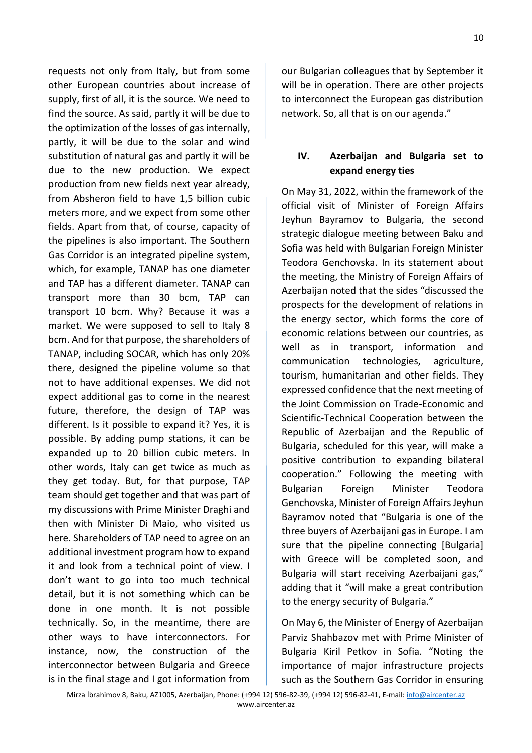requests not only from Italy, but from some other European countries about increase of supply, first of all, it is the source. We need to find the source. As said, partly it will be due to the optimization of the losses of gas internally, partly, it will be due to the solar and wind substitution of natural gas and partly it will be due to the new production. We expect production from new fields next year already, from Absheron field to have 1,5 billion cubic meters more, and we expect from some other fields. Apart from that, of course, capacity of the pipelines is also important. The Southern Gas Corridor is an integrated pipeline system, which, for example, TANAP has one diameter and TAP has a different diameter. TANAP can transport more than 30 bcm, TAP can transport 10 bcm. Why? Because it was a market. We were supposed to sell to Italy 8 bcm. And for that purpose, the shareholders of TANAP, including SOCAR, which has only 20% there, designed the pipeline volume so that not to have additional expenses. We did not expect additional gas to come in the nearest future, therefore, the design of TAP was different. Is it possible to expand it? Yes, it is possible. By adding pump stations, it can be expanded up to 20 billion cubic meters. In other words, Italy can get twice as much as they get today. But, for that purpose, TAP team should get together and that was part of my discussions with Prime Minister Draghi and then with Minister Di Maio, who visited us here. Shareholders of TAP need to agree on an additional investment program how to expand it and look from a technical point of view. I don't want to go into too much technical detail, but it is not something which can be done in one month. It is not possible technically. So, in the meantime, there are other ways to have interconnectors. For instance, now, the construction of the interconnector between Bulgaria and Greece is in the final stage and I got information from our Bulgarian colleagues that by September it will be in operation. There are other projects to interconnect the European gas distribution network. So, all that is on our agenda."

## IV. Azerbaijan and Bulgaria set to expand energy ties

On May 31, 2022, within the framework of the official visit of Minister of Foreign Affairs Jeyhun Bayramov to Bulgaria, the second strategic dialogue meeting between Baku and Sofia was held with Bulgarian Foreign Minister Teodora Genchovska. In its statement about the meeting, the Ministry of Foreign Affairs of Azerbaijan noted that the sides "discussed the prospects for the development of relations in the energy sector, which forms the core of economic relations between our countries, as well as in transport, information and communication technologies, agriculture, tourism, humanitarian and other fields. They expressed confidence that the next meeting of the Joint Commission on Trade-Economic and Scientific-Technical Cooperation between the Republic of Azerbaijan and the Republic of Bulgaria, scheduled for this year, will make a positive contribution to expanding bilateral cooperation." Following the meeting with Bulgarian Foreign Minister Teodora Genchovska, Minister of Foreign Affairs Jeyhun Bayramov noted that "Bulgaria is one of the three buyers of Azerbaijani gas in Europe. I am sure that the pipeline connecting [Bulgaria] with Greece will be completed soon, and Bulgaria will start receiving Azerbaijani gas," adding that it "will make a great contribution to the energy security of Bulgaria."

On May 6, the Minister of Energy of Azerbaijan Parviz Shahbazov met with Prime Minister of Bulgaria Kiril Petkov in Sofia. "Noting the importance of major infrastructure projects such as the Southern Gas Corridor in ensuring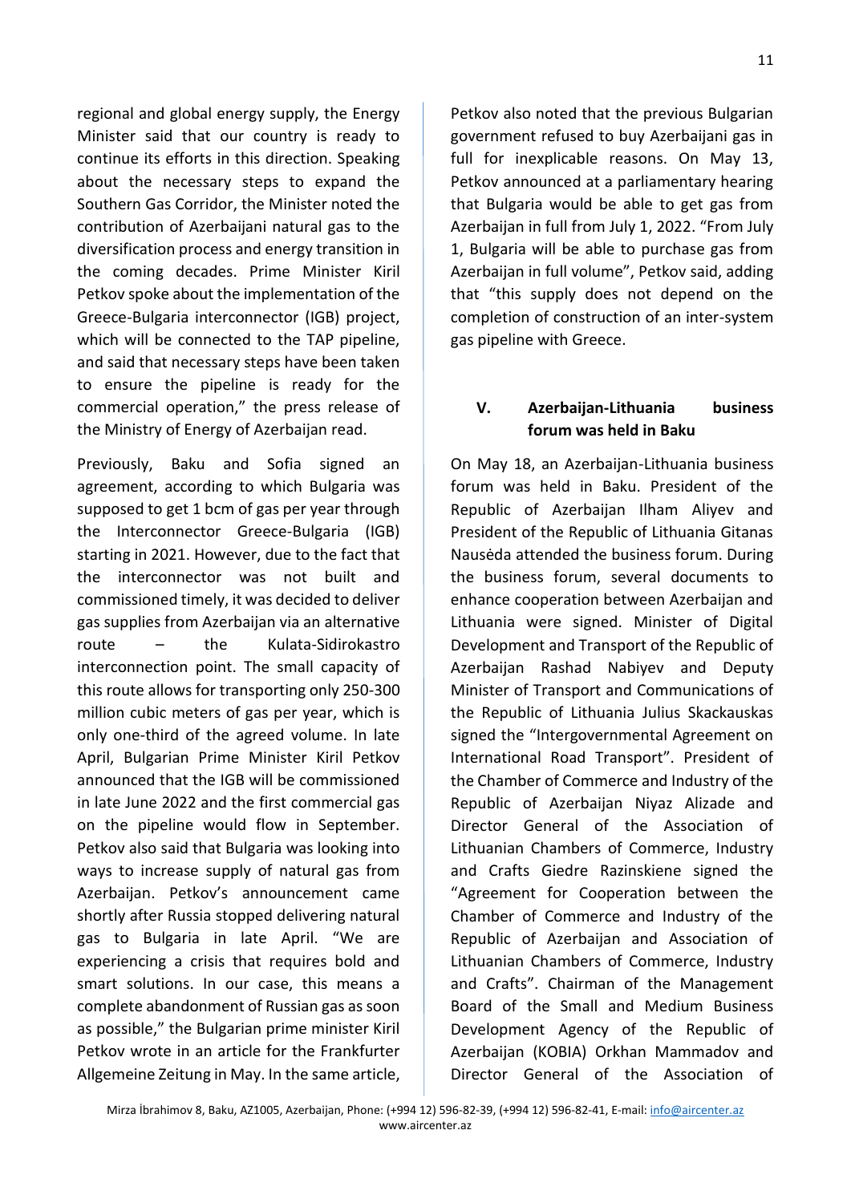regional and global energy supply, the Energy Minister said that our country is ready to continue its efforts in this direction. Speaking about the necessary steps to expand the Southern Gas Corridor, the Minister noted the contribution of Azerbaijani natural gas to the diversification process and energy transition in the coming decades. Prime Minister Kiril Petkov spoke about the implementation of the Greece-Bulgaria interconnector (IGB) project, which will be connected to the TAP pipeline, and said that necessary steps have been taken to ensure the pipeline is ready for the commercial operation," the press release of the Ministry of Energy of Azerbaijan read.

Previously, Baku and Sofia signed an agreement, according to which Bulgaria was supposed to get 1 bcm of gas per year through the Interconnector Greece-Bulgaria (IGB) starting in 2021. However, due to the fact that the interconnector was not built and commissioned timely, it was decided to deliver gas supplies from Azerbaijan via an alternative route – the Kulata-Sidirokastro interconnection point. The small capacity of this route allows for transporting only 250-300 million cubic meters of gas per year, which is only one-third of the agreed volume. In late April, Bulgarian Prime Minister Kiril Petkov announced that the IGB will be commissioned in late June 2022 and the first commercial gas on the pipeline would flow in September. Petkov also said that Bulgaria was looking into ways to increase supply of natural gas from Azerbaijan. Petkov's announcement came shortly after Russia stopped delivering natural gas to Bulgaria in late April. "We are experiencing a crisis that requires bold and smart solutions. In our case, this means a complete abandonment of Russian gas as soon as possible," the Bulgarian prime minister Kiril Petkov wrote in an article for the Frankfurter Allgemeine Zeitung in May. In the same article, Petkov also noted that the previous Bulgarian government refused to buy Azerbaijani gas in full for inexplicable reasons. On May 13, Petkov announced at a parliamentary hearing that Bulgaria would be able to get gas from Azerbaijan in full from July 1, 2022. "From July 1, Bulgaria will be able to purchase gas from Azerbaijan in full volume", Petkov said, adding that "this supply does not depend on the completion of construction of an inter-system gas pipeline with Greece.

## V. Azerbaijan-Lithuania business forum was held in Baku

On May 18, an Azerbaijan-Lithuania business forum was held in Baku. President of the Republic of Azerbaijan Ilham Aliyev and President of the Republic of Lithuania Gitanas Nausėda attended the business forum. During the business forum, several documents to enhance cooperation between Azerbaijan and Lithuania were signed. Minister of Digital Development and Transport of the Republic of Azerbaijan Rashad Nabiyev and Deputy Minister of Transport and Communications of the Republic of Lithuania Julius Skackauskas signed the "Intergovernmental Agreement on International Road Transport". President of the Chamber of Commerce and Industry of the Republic of Azerbaijan Niyaz Alizade and Director General of the Association of Lithuanian Chambers of Commerce, Industry and Crafts Giedre Razinskiene signed the "Agreement for Cooperation between the Chamber of Commerce and Industry of the Republic of Azerbaijan and Association of Lithuanian Chambers of Commerce, Industry and Crafts". Chairman of the Management Board of the Small and Medium Business Development Agency of the Republic of Azerbaijan (KOBIA) Orkhan Mammadov and Director General of the Association of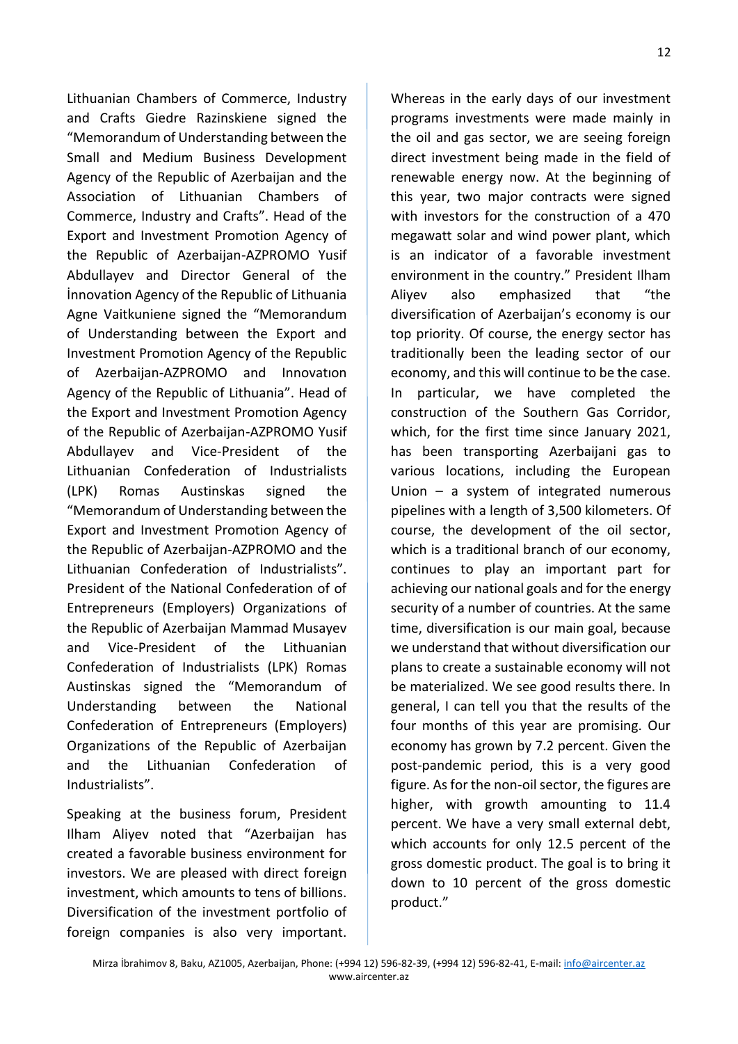Lithuanian Chambers of Commerce, Industry and Crafts Giedre Razinskiene signed the "Memorandum of Understanding between the Small and Medium Business Development Agency of the Republic of Azerbaijan and the Association of Lithuanian Chambers of Commerce, Industry and Crafts". Head of the Export and Investment Promotion Agency of the Republic of Azerbaijan-AZPROMO Yusif Abdullayev and Director General of the İnnovation Agency of the Republic of Lithuania Agne Vaitkuniene signed the "Memorandum of Understanding between the Export and Investment Promotion Agency of the Republic of Azerbaijan-AZPROMO and Innovatıon Agency of the Republic of Lithuania". Head of the Export and Investment Promotion Agency of the Republic of Azerbaijan-AZPROMO Yusif Abdullayev and Vice-President of the Lithuanian Confederation of Industrialists (LPK) Romas Austinskas signed the "Memorandum of Understanding between the Export and Investment Promotion Agency of the Republic of Azerbaijan-AZPROMO and the Lithuanian Confederation of Industrialists". President of the National Confederation of of Entrepreneurs (Employers) Organizations of the Republic of Azerbaijan Mammad Musayev and Vice-President of the Lithuanian Confederation of Industrialists (LPK) Romas Austinskas signed the "Memorandum of Understanding between the National Confederation of Entrepreneurs (Employers) Organizations of the Republic of Azerbaijan and the Lithuanian Confederation of Industrialists".

Speaking at the business forum, President Ilham Aliyev noted that "Azerbaijan has created a favorable business environment for investors. We are pleased with direct foreign investment, which amounts to tens of billions. Diversification of the investment portfolio of foreign companies is also very important. Whereas in the early days of our investment programs investments were made mainly in the oil and gas sector, we are seeing foreign direct investment being made in the field of renewable energy now. At the beginning of this year, two major contracts were signed with investors for the construction of a 470 megawatt solar and wind power plant, which is an indicator of a favorable investment environment in the country." President Ilham Aliyev also emphasized that "the diversification of Azerbaijan's economy is our top priority. Of course, the energy sector has traditionally been the leading sector of our economy, and this will continue to be the case. In particular, we have completed the construction of the Southern Gas Corridor, which, for the first time since January 2021, has been transporting Azerbaijani gas to various locations, including the European Union – a system of integrated numerous pipelines with a length of 3,500 kilometers. Of course, the development of the oil sector, which is a traditional branch of our economy, continues to play an important part for achieving our national goals and for the energy security of a number of countries. At the same time, diversification is our main goal, because we understand that without diversification our plans to create a sustainable economy will not be materialized. We see good results there. In general, I can tell you that the results of the four months of this year are promising. Our economy has grown by 7.2 percent. Given the post-pandemic period, this is a very good figure. As for the non-oil sector, the figures are higher, with growth amounting to 11.4 percent. We have a very small external debt, which accounts for only 12.5 percent of the gross domestic product. The goal is to bring it down to 10 percent of the gross domestic product."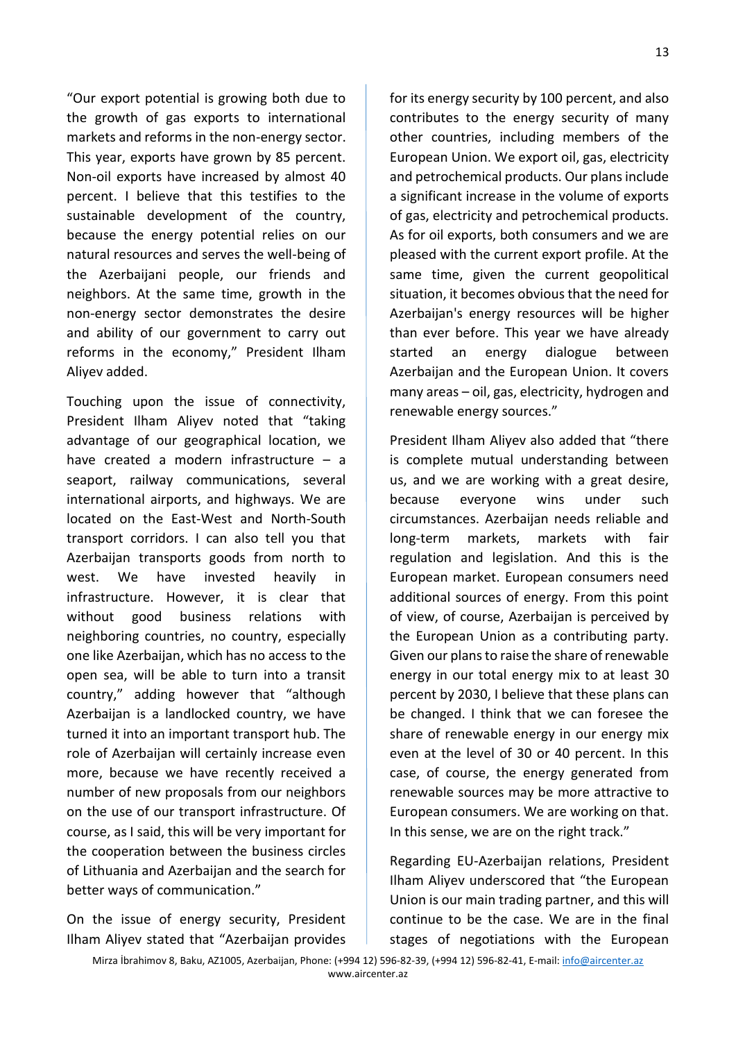"Our export potential is growing both due to the growth of gas exports to international markets and reforms in the non-energy sector. This year, exports have grown by 85 percent. Non-oil exports have increased by almost 40 percent. I believe that this testifies to the sustainable development of the country, because the energy potential relies on our natural resources and serves the well-being of the Azerbaijani people, our friends and neighbors. At the same time, growth in the non-energy sector demonstrates the desire and ability of our government to carry out reforms in the economy," President Ilham Aliyev added.

Touching upon the issue of connectivity, President Ilham Aliyev noted that "taking advantage of our geographical location, we have created a modern infrastructure – a seaport, railway communications, several international airports, and highways. We are located on the East-West and North-South transport corridors. I can also tell you that Azerbaijan transports goods from north to west. We have invested heavily in infrastructure. However, it is clear that without good business relations with neighboring countries, no country, especially one like Azerbaijan, which has no access to the open sea, will be able to turn into a transit country," adding however that "although Azerbaijan is a landlocked country, we have turned it into an important transport hub. The role of Azerbaijan will certainly increase even more, because we have recently received a number of new proposals from our neighbors on the use of our transport infrastructure. Of course, as I said, this will be very important for the cooperation between the business circles of Lithuania and Azerbaijan and the search for better ways of communication."

On the issue of energy security, President Ilham Aliyev stated that "Azerbaijan provides for its energy security by 100 percent, and also contributes to the energy security of many other countries, including members of the European Union. We export oil, gas, electricity and petrochemical products. Our plans include a significant increase in the volume of exports of gas, electricity and petrochemical products. As for oil exports, both consumers and we are pleased with the current export profile. At the same time, given the current geopolitical situation, it becomes obvious that the need for Azerbaijan's energy resources will be higher than ever before. This year we have already started an energy dialogue between Azerbaijan and the European Union. It covers many areas – oil, gas, electricity, hydrogen and renewable energy sources."

President Ilham Aliyev also added that "there is complete mutual understanding between us, and we are working with a great desire, because everyone wins under such circumstances. Azerbaijan needs reliable and long-term markets, markets with fair regulation and legislation. And this is the European market. European consumers need additional sources of energy. From this point of view, of course, Azerbaijan is perceived by the European Union as a contributing party. Given our plans to raise the share of renewable energy in our total energy mix to at least 30 percent by 2030, I believe that these plans can be changed. I think that we can foresee the share of renewable energy in our energy mix even at the level of 30 or 40 percent. In this case, of course, the energy generated from renewable sources may be more attractive to European consumers. We are working on that. In this sense, we are on the right track."

Regarding EU-Azerbaijan relations, President Ilham Aliyev underscored that "the European Union is our main trading partner, and this will continue to be the case. We are in the final stages of negotiations with the European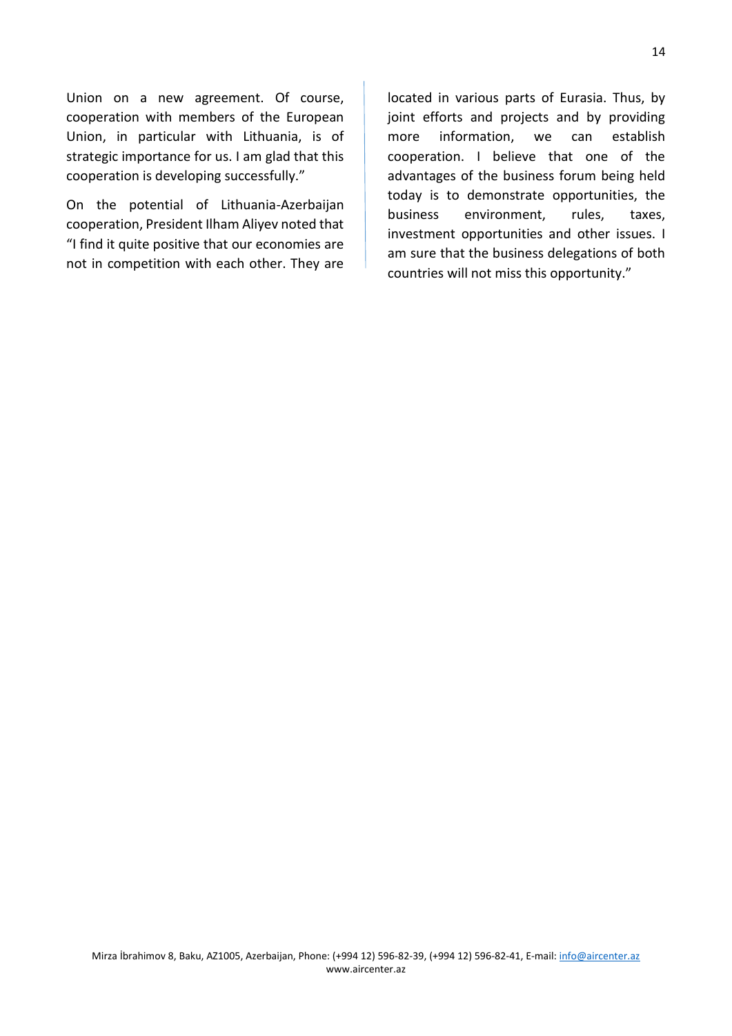Union on a new agreement. Of course, cooperation with members of the European Union, in particular with Lithuania, is of strategic importance for us. I am glad that this cooperation is developing successfully."

On the potential of Lithuania-Azerbaijan cooperation, President Ilham Aliyev noted that "I find it quite positive that our economies are not in competition with each other. They are located in various parts of Eurasia. Thus, by joint efforts and projects and by providing more information, we can establish cooperation. I believe that one of the advantages of the business forum being held today is to demonstrate opportunities, the business environment, rules, taxes, investment opportunities and other issues. I am sure that the business delegations of both countries will not miss this opportunity."